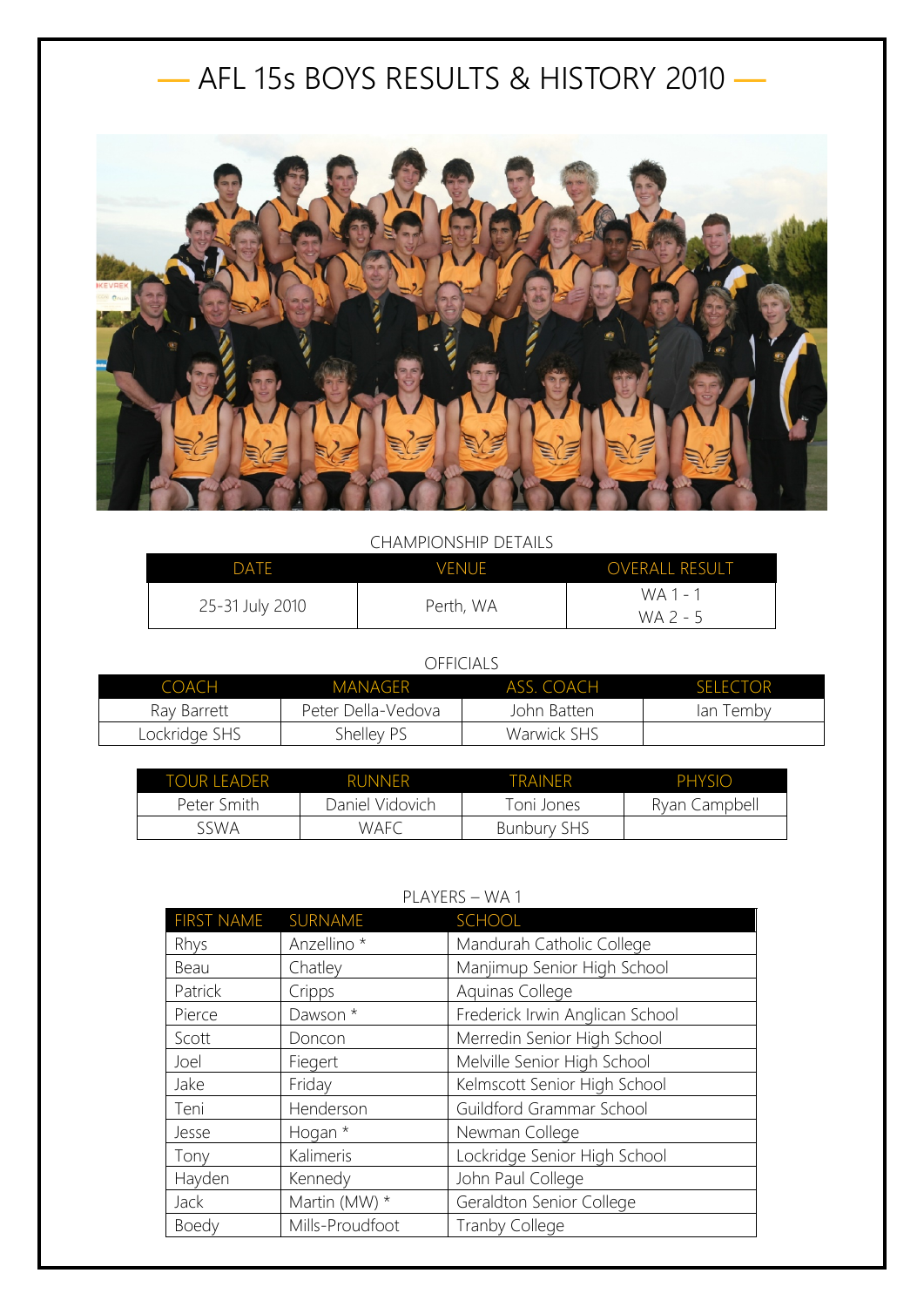# — AFL 15s BOYS RESULTS & HISTORY 2010 —

CHAMPIONSHIP DETAILS

| DATE | VENUE | OVERALL RESULT |
|---|---|---|
| 25-31 July 2010 | Perth, WA | WA 1 - 1<br>WA 2 - 5 |

OFFICIALS

| COACH | MANAGER | ASS. COACH | SELECTOR |
|---|---|---|---|
| Ray Barrett | Peter Della-Vedova | John Batten | Ian Temby |
| Lockridge SHS | Shelley PS | Warwick SHS | |

| TOUR LEADER | RUNNER | TRAINER | PHYSIO |
|---|---|---|---|
| Peter Smith | Daniel Vidovich | Toni Jones | Ryan Campbell |
| SSWA | WAFC | Bunbury SHS | |

PLAYERS – WA 1

| FIRST NAME | SURNAME | SCHOOL |
|---|---|---|
| Rhys | Anzellino * | Mandurah Catholic College |
| Beau | Chatley | Manjimup Senior High School |
| Patrick | Cripps | Aquinas College |
| Pierce | Dawson * | Frederick Irwin Anglican School |
| Scott | Doncon | Merredin Senior High School |
| Joel | Fiegert | Melville Senior High School |
| Jake | Friday | Kelmscott Senior High School |
| Teni | Henderson | Guildford Grammar School |
| Jesse | Hogan * | Newman College |
| Tony | Kalimeris | Lockridge Senior High School |
| Hayden | Kennedy | John Paul College |
| Jack | Martin (MW) * | Geraldton Senior College |
| Boedy | Mills-Proudfoot | Tranby College |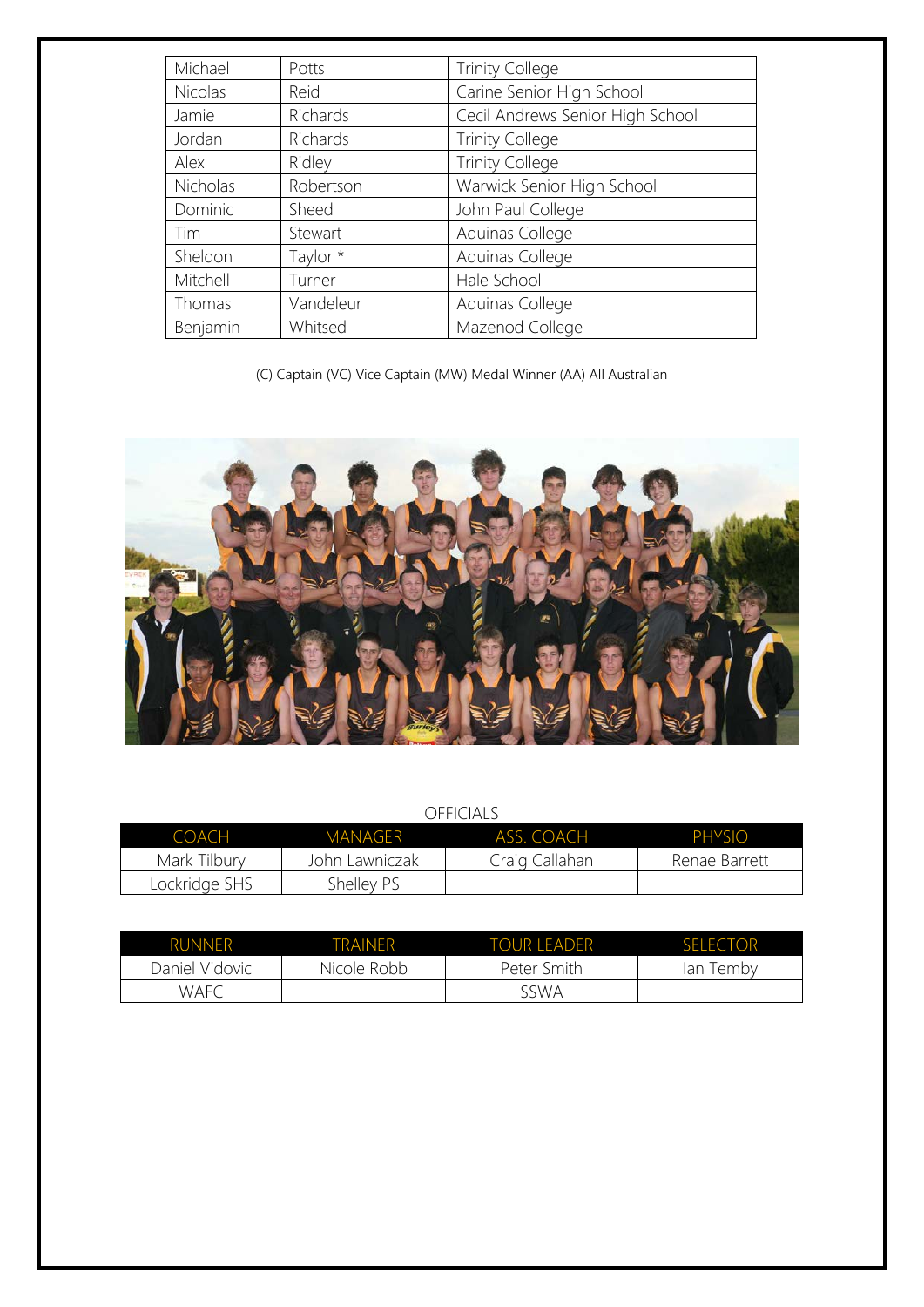| Michael | Potts | Trinity College |
|---|---|---|
| Nicolas | Reid | Carine Senior High School |
| Jamie | Richards | Cecil Andrews Senior High School |
| Jordan | Richards | Trinity College |
| Alex | Ridley | Trinity College |
| Nicholas | Robertson | Warwick Senior High School |
| Dominic | Sheed | John Paul College |
| Tim | Stewart | Aquinas College |
| Sheldon | Taylor * | Aquinas College |
| Mitchell | Turner | Hale School |
| Thomas | Vandeleur | Aquinas College |
| Benjamin | Whitsed | Mazenod College |

(C) Captain (VC) Vice Captain (MW) Medal Winner (AA) All Australian

OFFICIALS

| COACH | MANAGER | ASS. COACH | PHYSIO |
|---|---|---|---|
| Mark Tilbury | John Lawniczak | Craig Callahan | Renae Barrett |
| Lockridge SHS | Shelley PS | | |

| RUNNER | TRAINER | TOUR LEADER | SELECTOR |
|---|---|---|---|
| Daniel Vidovic | Nicole Robb | Peter Smith | Ian Temby |
| WAFC | | SSWA | |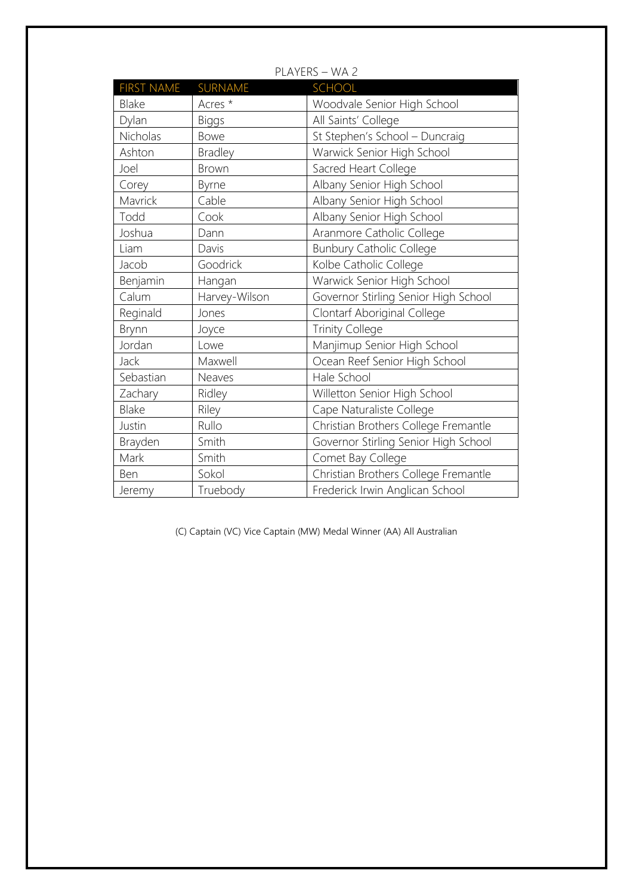PLAYERS – WA 2

| FIRST NAME | SURNAME | SCHOOL |
|---|---|---|
| Blake | Acres * | Woodvale Senior High School |
| Dylan | Biggs | All Saints' College |
| Nicholas | Bowe | St Stephen's School – Duncraig |
| Ashton | Bradley | Warwick Senior High School |
| Joel | Brown | Sacred Heart College |
| Corey | Byrne | Albany Senior High School |
| Mavrick | Cable | Albany Senior High School |
| Todd | Cook | Albany Senior High School |
| Joshua | Dann | Aranmore Catholic College |
| Liam | Davis | Bunbury Catholic College |
| Jacob | Goodrick | Kolbe Catholic College |
| Benjamin | Hangan | Warwick Senior High School |
| Calum | Harvey-Wilson | Governor Stirling Senior High School |
| Reginald | Jones | Clontarf Aboriginal College |
| Brynn | Joyce | Trinity College |
| Jordan | Lowe | Manjimup Senior High School |
| Jack | Maxwell | Ocean Reef Senior High School |
| Sebastian | Neaves | Hale School |
| Zachary | Ridley | Willetton Senior High School |
| Blake | Riley | Cape Naturaliste College |
| Justin | Rullo | Christian Brothers College Fremantle |
| Brayden | Smith | Governor Stirling Senior High School |
| Mark | Smith | Comet Bay College |
| Ben | Sokol | Christian Brothers College Fremantle |
| Jeremy | Truebody | Frederick Irwin Anglican School |

(C) Captain (VC) Vice Captain (MW) Medal Winner (AA) All Australian